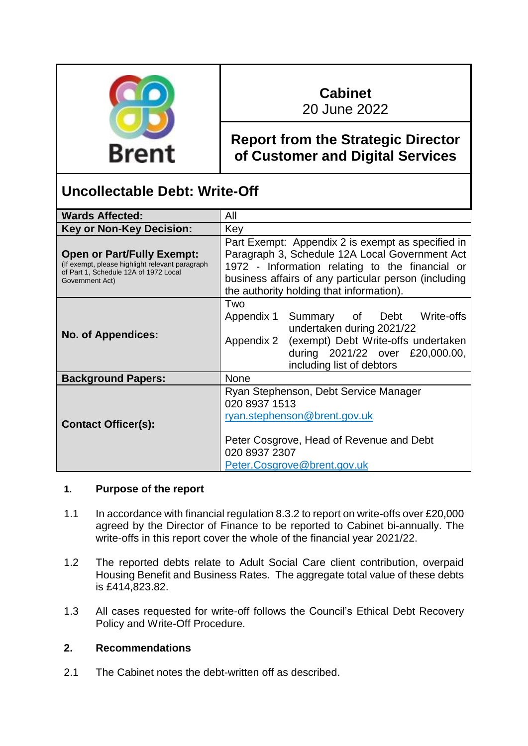| Brent | **Cabinet**<br>20 June 2022<br><br>**Report from the Strategic Director of Customer and Digital Services** |
|---|---|

# Uncollectable Debt: Write-Off

| | |
|---|---|
| **Wards Affected:** | All |
| **Key or Non-Key Decision:** | Key |
| **Open or Part/Fully Exempt:**<br>(If exempt, please highlight relevant paragraph of Part 1, Schedule 12A of 1972 Local Government Act) | Part Exempt: Appendix 2 is exempt as specified in Paragraph 3, Schedule 12A Local Government Act 1972 - Information relating to the financial or business affairs of any particular person (including the authority holding that information). |
| **No. of Appendices:** | Two<br>Appendix 1 Summary of Debt Write-offs undertaken during 2021/22<br>Appendix 2 (exempt) Debt Write-offs undertaken during 2021/22 over £20,000.00, including list of debtors |
| **Background Papers:** | None |
| **Contact Officer(s):** | Ryan Stephenson, Debt Service Manager<br>020 8937 1513<br>ryan.stephenson@brent.gov.uk<br><br>Peter Cosgrove, Head of Revenue and Debt<br>020 8937 2307<br>Peter.Cosgrove@brent.gov.uk |

## 1. Purpose of the report

1.1 In accordance with financial regulation 8.3.2 to report on write-offs over £20,000 agreed by the Director of Finance to be reported to Cabinet bi-annually. The write-offs in this report cover the whole of the financial year 2021/22.

1.2 The reported debts relate to Adult Social Care client contribution, overpaid Housing Benefit and Business Rates. The aggregate total value of these debts is £414,823.82.

1.3 All cases requested for write-off follows the Council's Ethical Debt Recovery Policy and Write-Off Procedure.

## 2. Recommendations

2.1 The Cabinet notes the debt-written off as described.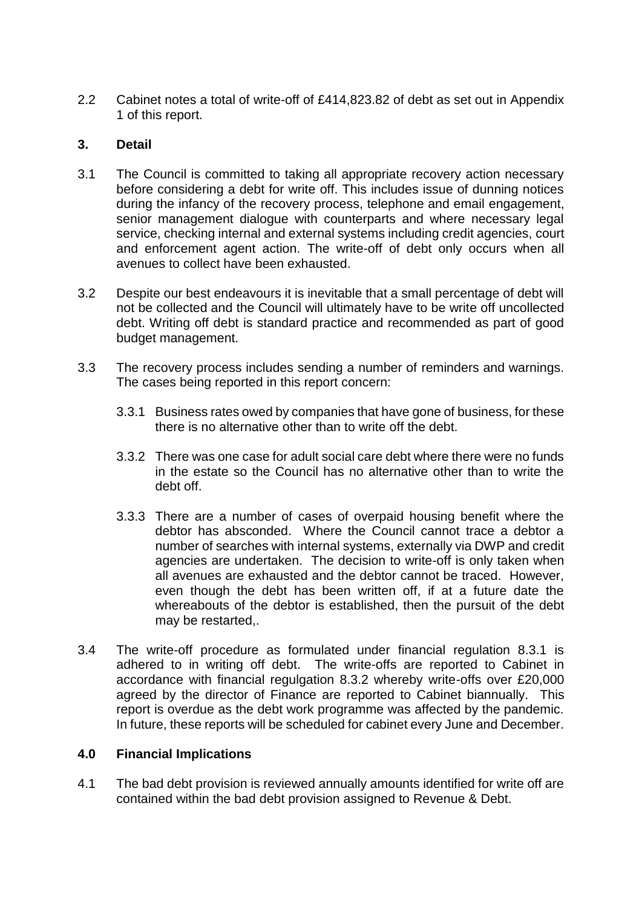2.2 Cabinet notes a total of write-off of £414,823.82 of debt as set out in Appendix 1 of this report.

## 3. Detail

3.1 The Council is committed to taking all appropriate recovery action necessary before considering a debt for write off. This includes issue of dunning notices during the infancy of the recovery process, telephone and email engagement, senior management dialogue with counterparts and where necessary legal service, checking internal and external systems including credit agencies, court and enforcement agent action. The write-off of debt only occurs when all avenues to collect have been exhausted.

3.2 Despite our best endeavours it is inevitable that a small percentage of debt will not be collected and the Council will ultimately have to be write off uncollected debt. Writing off debt is standard practice and recommended as part of good budget management.

3.3 The recovery process includes sending a number of reminders and warnings. The cases being reported in this report concern:

3.3.1 Business rates owed by companies that have gone of business, for these there is no alternative other than to write off the debt.

3.3.2 There was one case for adult social care debt where there were no funds in the estate so the Council has no alternative other than to write the debt off.

3.3.3 There are a number of cases of overpaid housing benefit where the debtor has absconded. Where the Council cannot trace a debtor a number of searches with internal systems, externally via DWP and credit agencies are undertaken. The decision to write-off is only taken when all avenues are exhausted and the debtor cannot be traced. However, even though the debt has been written off, if at a future date the whereabouts of the debtor is established, then the pursuit of the debt may be restarted,.

3.4 The write-off procedure as formulated under financial regulation 8.3.1 is adhered to in writing off debt. The write-offs are reported to Cabinet in accordance with financial regulgation 8.3.2 whereby write-offs over £20,000 agreed by the director of Finance are reported to Cabinet biannually. This report is overdue as the debt work programme was affected by the pandemic. In future, these reports will be scheduled for cabinet every June and December.

## 4.0 Financial Implications

4.1 The bad debt provision is reviewed annually amounts identified for write off are contained within the bad debt provision assigned to Revenue & Debt.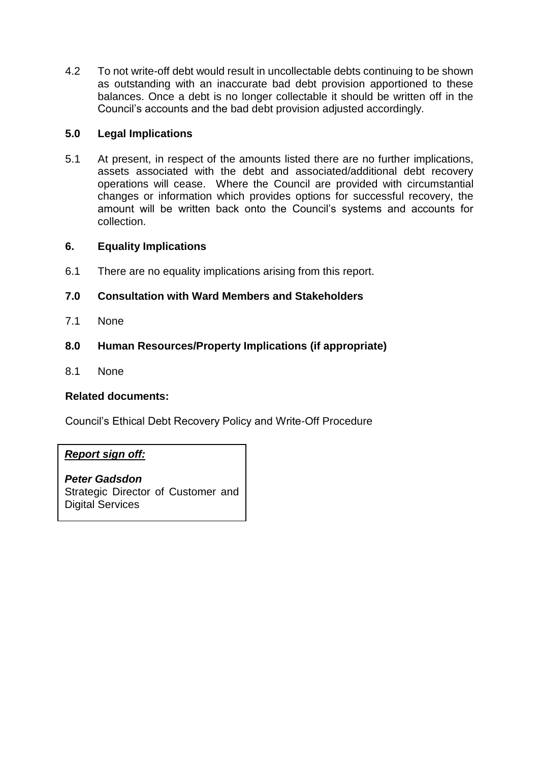4.2 To not write-off debt would result in uncollectable debts continuing to be shown as outstanding with an inaccurate bad debt provision apportioned to these balances. Once a debt is no longer collectable it should be written off in the Council's accounts and the bad debt provision adjusted accordingly.

## 5.0 Legal Implications

5.1 At present, in respect of the amounts listed there are no further implications, assets associated with the debt and associated/additional debt recovery operations will cease. Where the Council are provided with circumstantial changes or information which provides options for successful recovery, the amount will be written back onto the Council's systems and accounts for collection.

## 6. Equality Implications

6.1 There are no equality implications arising from this report.

## 7.0 Consultation with Ward Members and Stakeholders

7.1 None

## 8.0 Human Resources/Property Implications (if appropriate)

8.1 None

**Related documents:**

Council's Ethical Debt Recovery Policy and Write-Off Procedure

***Report sign off:***

***Peter Gadsdon***
Strategic Director of Customer and Digital Services